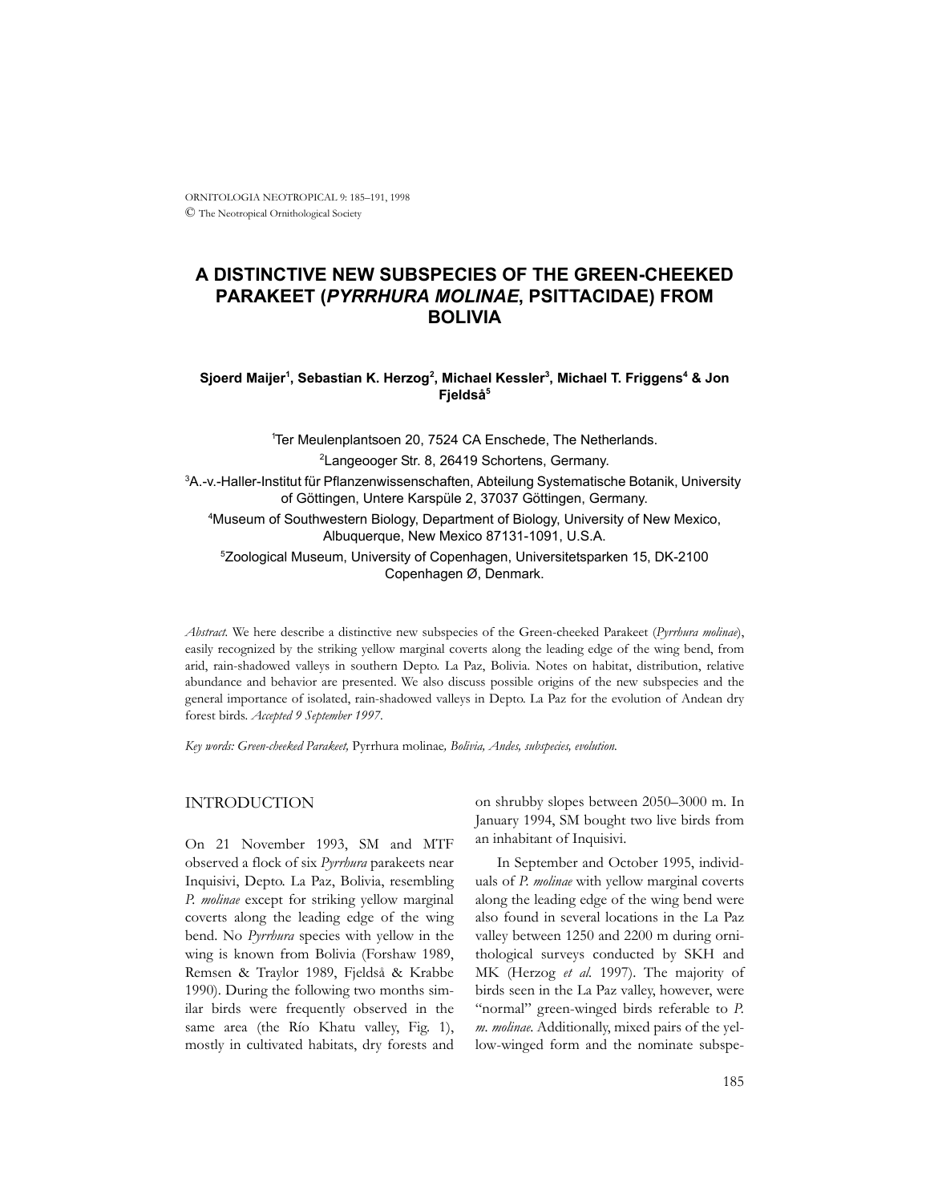# A DISTINCTIVE NEW SUBSPECIES OF THE GREEN-CHEEKED PARAKEET (*PYRRHURA MOLINAE*, PSITTACIDAE) FROM BOLIVIA

**Sjoerd Maijer[1], Sebastian K. Herzog[2], Michael Kessler[3], Michael T. Friggens[4] & Jon Fjeldså[5]**

[1]Ter Meulenplantsoen 20, 7524 CA Enschede, The Netherlands.

[2]Langeooger Str. 8, 26419 Schortens, Germany.

[3]A.-v.-Haller-Institut für Pflanzenwissenschaften, Abteilung Systematische Botanik, University of Göttingen, Untere Karspüle 2, 37037 Göttingen, Germany.

[4]Museum of Southwestern Biology, Department of Biology, University of New Mexico, Albuquerque, New Mexico 87131-1091, U.S.A.

[5]Zoological Museum, University of Copenhagen, Universitetsparken 15, DK-2100 Copenhagen Ø, Denmark.

*Abstract.* We here describe a distinctive new subspecies of the Green-cheeked Parakeet (*Pyrrhura molinae*), easily recognized by the striking yellow marginal coverts along the leading edge of the wing bend, from arid, rain-shadowed valleys in southern Depto. La Paz, Bolivia. Notes on habitat, distribution, relative abundance and behavior are presented. We also discuss possible origins of the new subspecies and the general importance of isolated, rain-shadowed valleys in Depto. La Paz for the evolution of Andean dry forest birds. *Accepted 9 September 1997.*

*Key words: Green-cheeked Parakeet,* Pyrrhura molinae*, Bolivia, Andes, subspecies, evolution.*

## INTRODUCTION

On 21 November 1993, SM and MTF observed a flock of six *Pyrrhura* parakeets near Inquisivi, Depto. La Paz, Bolivia, resembling *P. molinae* except for striking yellow marginal coverts along the leading edge of the wing bend. No *Pyrrhura* species with yellow in the wing is known from Bolivia (Forshaw 1989, Remsen & Traylor 1989, Fjeldså & Krabbe 1990). During the following two months similar birds were frequently observed in the same area (the Río Khatu valley, Fig. 1), mostly in cultivated habitats, dry forests and on shrubby slopes between 2050–3000 m. In January 1994, SM bought two live birds from an inhabitant of Inquisivi.

In September and October 1995, individuals of *P. molinae* with yellow marginal coverts along the leading edge of the wing bend were also found in several locations in the La Paz valley between 1250 and 2200 m during ornithological surveys conducted by SKH and MK (Herzog *et al.* 1997). The majority of birds seen in the La Paz valley, however, were "normal" green-winged birds referable to *P. m. molinae.* Additionally, mixed pairs of the yellow-winged form and the nominate subspe-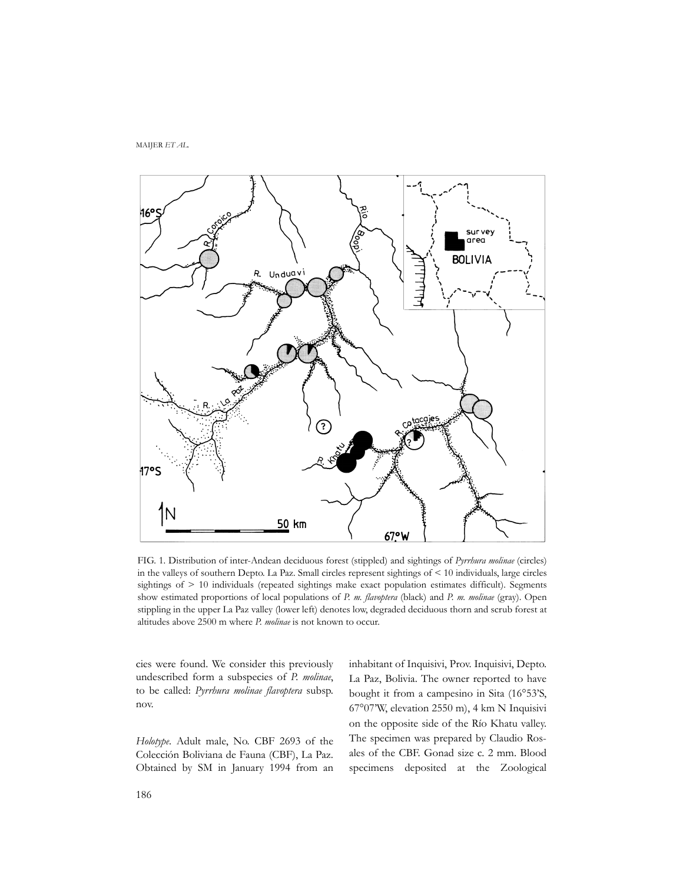FIG. 1. Distribution of inter-Andean deciduous forest (stippled) and sightings of *Pyrrhura molinae* (circles) in the valleys of southern Depto. La Paz. Small circles represent sightings of < 10 individuals, large circles sightings of > 10 individuals (repeated sightings make exact population estimates difficult). Segments show estimated proportions of local populations of *P. m. flavoptera* (black) and *P. m. molinae* (gray). Open stippling in the upper La Paz valley (lower left) denotes low, degraded deciduous thorn and scrub forest at altitudes above 2500 m where *P. molinae* is not known to occur.

cies were found. We consider this previously undescribed form a subspecies of *P. molinae*, to be called: *Pyrrhura molinae flavoptera* subsp. nov.

*Holotype*. Adult male, No. CBF 2693 of the Colección Boliviana de Fauna (CBF), La Paz. Obtained by SM in January 1994 from an inhabitant of Inquisivi, Prov. Inquisivi, Depto. La Paz, Bolivia. The owner reported to have bought it from a campesino in Sita (16°53'S, 67°07'W, elevation 2550 m), 4 km N Inquisivi on the opposite side of the Río Khatu valley. The specimen was prepared by Claudio Rosales of the CBF. Gonad size c. 2 mm. Blood specimens deposited at the Zoological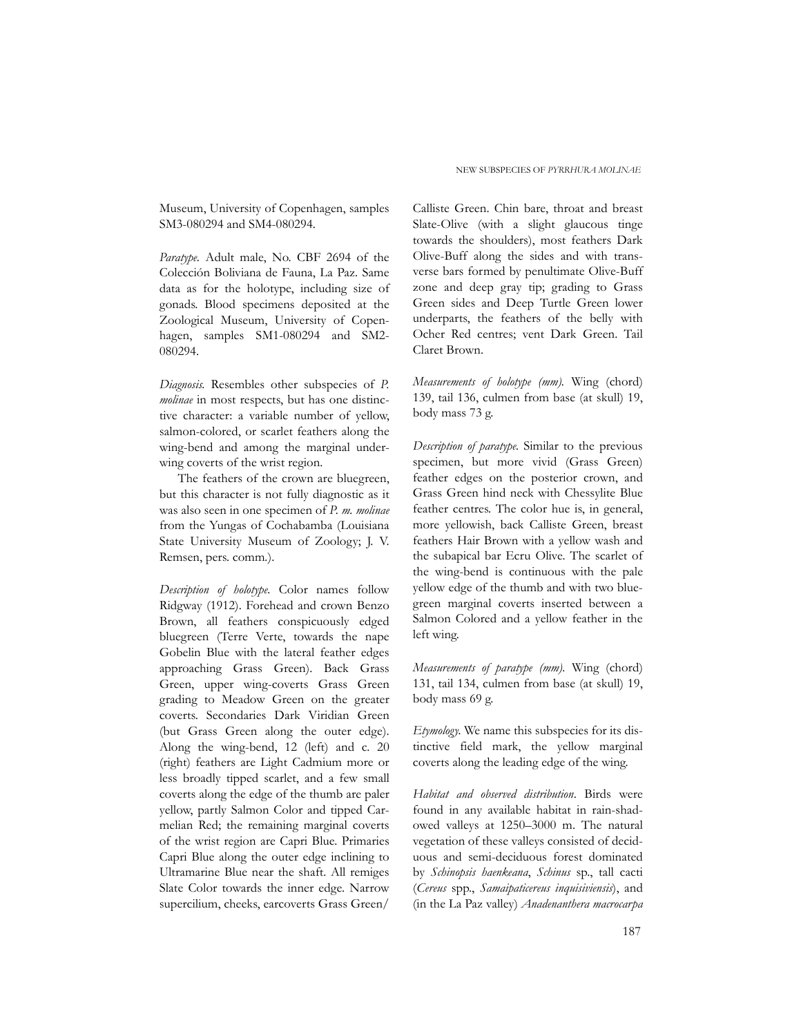Museum, University of Copenhagen, samples SM3-080294 and SM4-080294.

*Paratype.* Adult male, No. CBF 2694 of the Colección Boliviana de Fauna, La Paz. Same data as for the holotype, including size of gonads. Blood specimens deposited at the Zoological Museum, University of Copenhagen, samples SM1-080294 and SM2-080294.

*Diagnosis.* Resembles other subspecies of *P. molinae* in most respects, but has one distinctive character: a variable number of yellow, salmon-colored, or scarlet feathers along the wing-bend and among the marginal underwing coverts of the wrist region.

The feathers of the crown are bluegreen, but this character is not fully diagnostic as it was also seen in one specimen of *P. m. molinae* from the Yungas of Cochabamba (Louisiana State University Museum of Zoology; J. V. Remsen, pers. comm.).

*Description of holotype.* Color names follow Ridgway (1912). Forehead and crown Benzo Brown, all feathers conspicuously edged bluegreen (Terre Verte, towards the nape Gobelin Blue with the lateral feather edges approaching Grass Green). Back Grass Green, upper wing-coverts Grass Green grading to Meadow Green on the greater coverts. Secondaries Dark Viridian Green (but Grass Green along the outer edge). Along the wing-bend, 12 (left) and c. 20 (right) feathers are Light Cadmium more or less broadly tipped scarlet, and a few small coverts along the edge of the thumb are paler yellow, partly Salmon Color and tipped Carmelian Red; the remaining marginal coverts of the wrist region are Capri Blue. Primaries Capri Blue along the outer edge inclining to Ultramarine Blue near the shaft. All remiges Slate Color towards the inner edge. Narrow supercilium, cheeks, earcoverts Grass Green/Calliste Green. Chin bare, throat and breast Slate-Olive (with a slight glaucous tinge towards the shoulders), most feathers Dark Olive-Buff along the sides and with transverse bars formed by penultimate Olive-Buff zone and deep gray tip; grading to Grass Green sides and Deep Turtle Green lower underparts, the feathers of the belly with Ocher Red centres; vent Dark Green. Tail Claret Brown.

*Measurements of holotype (mm).* Wing (chord) 139, tail 136, culmen from base (at skull) 19, body mass 73 g.

*Description of paratype.* Similar to the previous specimen, but more vivid (Grass Green) feather edges on the posterior crown, and Grass Green hind neck with Chessylite Blue feather centres. The color hue is, in general, more yellowish, back Calliste Green, breast feathers Hair Brown with a yellow wash and the subapical bar Ecru Olive. The scarlet of the wing-bend is continuous with the pale yellow edge of the thumb and with two bluegreen marginal coverts inserted between a Salmon Colored and a yellow feather in the left wing.

*Measurements of paratype (mm).* Wing (chord) 131, tail 134, culmen from base (at skull) 19, body mass 69 g.

*Etymology.* We name this subspecies for its distinctive field mark, the yellow marginal coverts along the leading edge of the wing.

*Habitat and observed distribution.* Birds were found in any available habitat in rain-shadowed valleys at 1250–3000 m. The natural vegetation of these valleys consisted of deciduous and semi-deciduous forest dominated by *Schinopsis haenkeana*, *Schinus* sp., tall cacti (*Cereus* spp., *Samaipaticereus inquisiviensis*), and (in the La Paz valley) *Anadenanthera macrocarpa*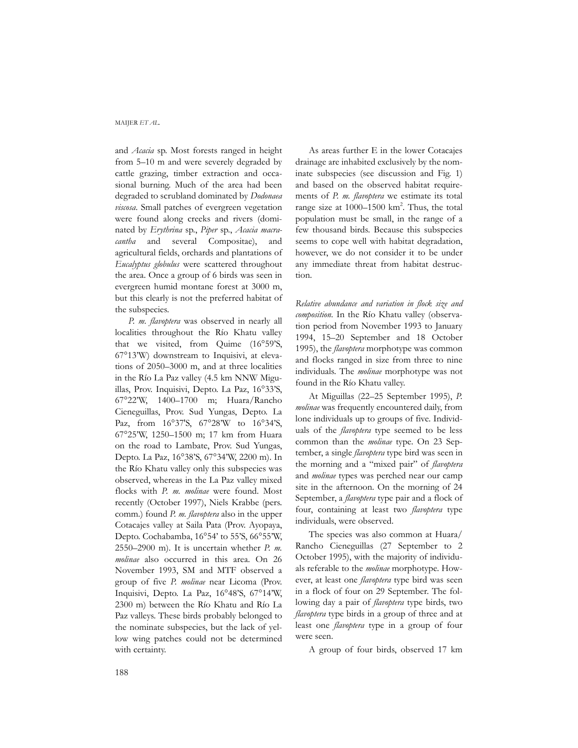and *Acacia* sp. Most forests ranged in height from 5–10 m and were severely degraded by cattle grazing, timber extraction and occasional burning. Much of the area had been degraded to scrubland dominated by *Dodonaea viscosa*. Small patches of evergreen vegetation were found along creeks and rivers (dominated by *Erythrina* sp., *Piper* sp., *Acacia macracantha* and several Compositae), and agricultural fields, orchards and plantations of *Eucalyptus globulus* were scattered throughout the area. Once a group of 6 birds was seen in evergreen humid montane forest at 3000 m, but this clearly is not the preferred habitat of the subspecies.

*P. m. flavoptera* was observed in nearly all localities throughout the Río Khatu valley that we visited, from Quime (16°59'S, 67°13'W) downstream to Inquisivi, at elevations of 2050–3000 m, and at three localities in the Río La Paz valley (4.5 km NNW Miguillas, Prov. Inquisivi, Depto. La Paz, 16°33'S, 67°22'W, 1400–1700 m; Huara/Rancho Cieneguillas, Prov. Sud Yungas, Depto. La Paz, from 16°37'S, 67°28'W to 16°34'S, 67°25'W, 1250–1500 m; 17 km from Huara on the road to Lambate, Prov. Sud Yungas, Depto. La Paz, 16°38'S, 67°34'W, 2200 m). In the Río Khatu valley only this subspecies was observed, whereas in the La Paz valley mixed flocks with *P. m. molinae* were found. Most recently (October 1997), Niels Krabbe (pers. comm.) found *P. m. flavoptera* also in the upper Cotacajes valley at Saila Pata (Prov. Ayopaya, Depto. Cochabamba, 16°54' to 55'S, 66°55'W, 2550–2900 m). It is uncertain whether *P. m. molinae* also occurred in this area. On 26 November 1993, SM and MTF observed a group of five *P. molinae* near Licoma (Prov. Inquisivi, Depto. La Paz, 16°48'S, 67°14'W, 2300 m) between the Río Khatu and Río La Paz valleys. These birds probably belonged to the nominate subspecies, but the lack of yellow wing patches could not be determined with certainty.

As areas further E in the lower Cotacajes drainage are inhabited exclusively by the nominate subspecies (see discussion and Fig. 1) and based on the observed habitat requirements of *P. m. flavoptera* we estimate its total range size at 1000–1500 km$^2$. Thus, the total population must be small, in the range of a few thousand birds. Because this subspecies seems to cope well with habitat degradation, however, we do not consider it to be under any immediate threat from habitat destruction.

*Relative abundance and variation in flock size and composition*. In the Río Khatu valley (observation period from November 1993 to January 1994, 15–20 September and 18 October 1995), the *flavoptera* morphotype was common and flocks ranged in size from three to nine individuals. The *molinae* morphotype was not found in the Río Khatu valley.

At Miguillas (22–25 September 1995), *P. molinae* was frequently encountered daily, from lone individuals up to groups of five. Individuals of the *flavoptera* type seemed to be less common than the *molinae* type. On 23 September, a single *flavoptera* type bird was seen in the morning and a "mixed pair" of *flavoptera* and *molinae* types was perched near our camp site in the afternoon. On the morning of 24 September, a *flavoptera* type pair and a flock of four, containing at least two *flavoptera* type individuals, were observed.

The species was also common at Huara/Rancho Cieneguillas (27 September to 2 October 1995), with the majority of individuals referable to the *molinae* morphotype. However, at least one *flavoptera* type bird was seen in a flock of four on 29 September. The following day a pair of *flavoptera* type birds, two *flavoptera* type birds in a group of three and at least one *flavoptera* type in a group of four were seen.

A group of four birds, observed 17 km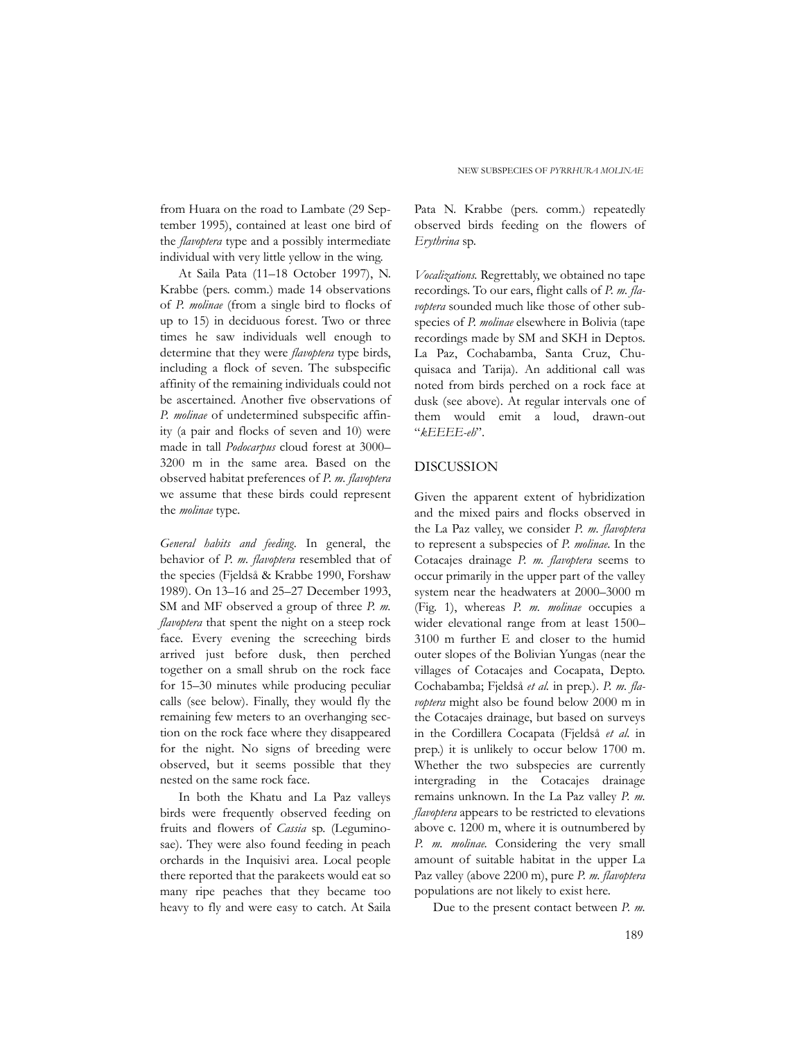from Huara on the road to Lambate (29 September 1995), contained at least one bird of the *flavoptera* type and a possibly intermediate individual with very little yellow in the wing.

At Saila Pata (11–18 October 1997), N. Krabbe (pers. comm.) made 14 observations of *P. molinae* (from a single bird to flocks of up to 15) in deciduous forest. Two or three times he saw individuals well enough to determine that they were *flavoptera* type birds, including a flock of seven. The subspecific affinity of the remaining individuals could not be ascertained. Another five observations of *P. molinae* of undetermined subspecific affinity (a pair and flocks of seven and 10) were made in tall *Podocarpus* cloud forest at 3000–3200 m in the same area. Based on the observed habitat preferences of *P. m. flavoptera* we assume that these birds could represent the *molinae* type.

*General habits and feeding*. In general, the behavior of *P. m. flavoptera* resembled that of the species (Fjeldså & Krabbe 1990, Forshaw 1989). On 13–16 and 25–27 December 1993, SM and MF observed a group of three *P. m. flavoptera* that spent the night on a steep rock face. Every evening the screeching birds arrived just before dusk, then perched together on a small shrub on the rock face for 15–30 minutes while producing peculiar calls (see below). Finally, they would fly the remaining few meters to an overhanging section on the rock face where they disappeared for the night. No signs of breeding were observed, but it seems possible that they nested on the same rock face.

In both the Khatu and La Paz valleys birds were frequently observed feeding on fruits and flowers of *Cassia* sp. (Leguminosae). They were also found feeding in peach orchards in the Inquisivi area. Local people there reported that the parakeets would eat so many ripe peaches that they became too heavy to fly and were easy to catch. At Saila Pata N. Krabbe (pers. comm.) repeatedly observed birds feeding on the flowers of *Erythrina* sp.

*Vocalizations.* Regrettably, we obtained no tape recordings. To our ears, flight calls of *P. m. flavoptera* sounded much like those of other subspecies of *P. molinae* elsewhere in Bolivia (tape recordings made by SM and SKH in Deptos. La Paz, Cochabamba, Santa Cruz, Chuquisaca and Tarija). An additional call was noted from birds perched on a rock face at dusk (see above). At regular intervals one of them would emit a loud, drawn-out "*kEEEE-eh*".

## DISCUSSION

Given the apparent extent of hybridization and the mixed pairs and flocks observed in the La Paz valley, we consider *P. m. flavoptera* to represent a subspecies of *P. molinae*. In the Cotacajes drainage *P. m. flavoptera* seems to occur primarily in the upper part of the valley system near the headwaters at 2000–3000 m (Fig. 1), whereas *P. m. molinae* occupies a wider elevational range from at least 1500–3100 m further E and closer to the humid outer slopes of the Bolivian Yungas (near the villages of Cotacajes and Cocapata, Depto. Cochabamba; Fjeldså *et al.* in prep.). *P. m. flavoptera* might also be found below 2000 m in the Cotacajes drainage, but based on surveys in the Cordillera Cocapata (Fjeldså *et al.* in prep.) it is unlikely to occur below 1700 m. Whether the two subspecies are currently intergrading in the Cotacajes drainage remains unknown. In the La Paz valley *P. m. flavoptera* appears to be restricted to elevations above c. 1200 m, where it is outnumbered by *P. m. molinae*. Considering the very small amount of suitable habitat in the upper La Paz valley (above 2200 m), pure *P. m. flavoptera* populations are not likely to exist here.

Due to the present contact between *P. m.*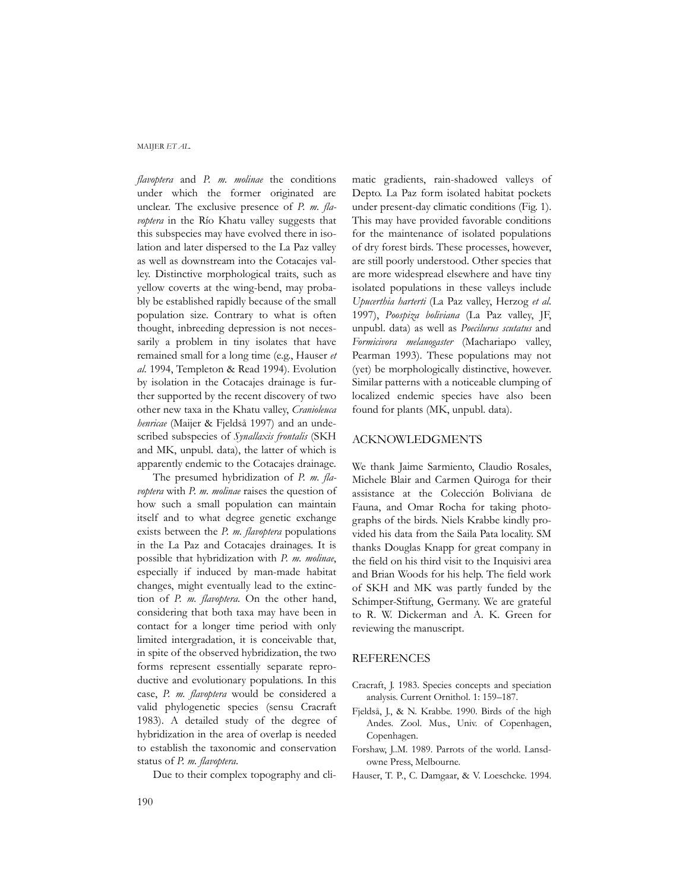*flavoptera* and *P. m. molinae* the conditions under which the former originated are unclear. The exclusive presence of *P. m. flavoptera* in the Río Khatu valley suggests that this subspecies may have evolved there in isolation and later dispersed to the La Paz valley as well as downstream into the Cotacajes valley. Distinctive morphological traits, such as yellow coverts at the wing-bend, may probably be established rapidly because of the small population size. Contrary to what is often thought, inbreeding depression is not necessarily a problem in tiny isolates that have remained small for a long time (e.g., Hauser *et al.* 1994, Templeton & Read 1994). Evolution by isolation in the Cotacajes drainage is further supported by the recent discovery of two other new taxa in the Khatu valley, *Cranioleuca henricae* (Maijer & Fjeldså 1997) and an undescribed subspecies of *Synallaxis frontalis* (SKH and MK, unpubl. data), the latter of which is apparently endemic to the Cotacajes drainage.

The presumed hybridization of *P. m. flavoptera* with *P. m. molinae* raises the question of how such a small population can maintain itself and to what degree genetic exchange exists between the *P. m. flavoptera* populations in the La Paz and Cotacajes drainages. It is possible that hybridization with *P. m. molinae*, especially if induced by man-made habitat changes, might eventually lead to the extinction of *P. m. flavoptera*. On the other hand, considering that both taxa may have been in contact for a longer time period with only limited intergradation, it is conceivable that, in spite of the observed hybridization, the two forms represent essentially separate reproductive and evolutionary populations. In this case, *P. m. flavoptera* would be considered a valid phylogenetic species (sensu Cracraft 1983). A detailed study of the degree of hybridization in the area of overlap is needed to establish the taxonomic and conservation status of *P. m. flavoptera*.

Due to their complex topography and climatic gradients, rain-shadowed valleys of Depto. La Paz form isolated habitat pockets under present-day climatic conditions (Fig. 1). This may have provided favorable conditions for the maintenance of isolated populations of dry forest birds. These processes, however, are still poorly understood. Other species that are more widespread elsewhere and have tiny isolated populations in these valleys include *Upucerthia harterti* (La Paz valley, Herzog *et al.* 1997), *Poospiza boliviana* (La Paz valley, JF, unpubl. data) as well as *Poecilurus scutatus* and *Formicivora melanogaster* (Machariapo valley, Pearman 1993). These populations may not (yet) be morphologically distinctive, however. Similar patterns with a noticeable clumping of localized endemic species have also been found for plants (MK, unpubl. data).

## ACKNOWLEDGMENTS

We thank Jaime Sarmiento, Claudio Rosales, Michele Blair and Carmen Quiroga for their assistance at the Colección Boliviana de Fauna, and Omar Rocha for taking photographs of the birds. Niels Krabbe kindly provided his data from the Saila Pata locality. SM thanks Douglas Knapp for great company in the field on his third visit to the Inquisivi area and Brian Woods for his help. The field work of SKH and MK was partly funded by the Schimper-Stiftung, Germany. We are grateful to R. W. Dickerman and A. K. Green for reviewing the manuscript.

## REFERENCES

Cracraft, J. 1983. Species concepts and speciation analysis. Current Ornithol. 1: 159–187.

Fjeldså, J., & N. Krabbe. 1990. Birds of the high Andes. Zool. Mus., Univ. of Copenhagen, Copenhagen.

Forshaw, J..M. 1989. Parrots of the world. Lansdowne Press, Melbourne.

Hauser, T. P., C. Damgaar, & V. Loeschcke. 1994.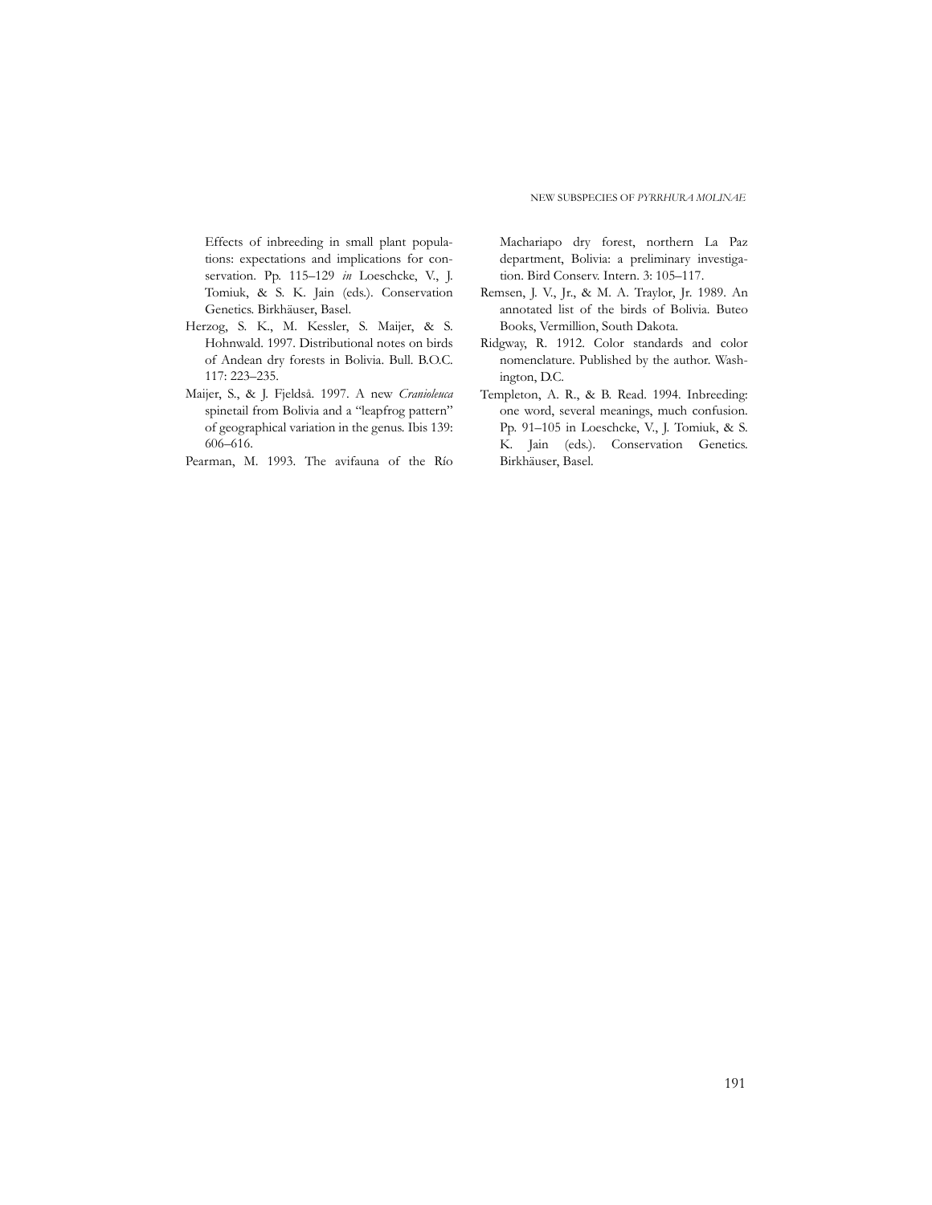Effects of inbreeding in small plant populations: expectations and implications for conservation. Pp. 115–129 *in* Loeschcke, V., J. Tomiuk, & S. K. Jain (eds.). Conservation Genetics. Birkhäuser, Basel.

Herzog, S. K., M. Kessler, S. Maijer, & S. Hohnwald. 1997. Distributional notes on birds of Andean dry forests in Bolivia. Bull. B.O.C. 117: 223–235.

Maijer, S., & J. Fjeldså. 1997. A new *Cranioleuca* spinetail from Bolivia and a "leapfrog pattern" of geographical variation in the genus. Ibis 139: 606–616.

Pearman, M. 1993. The avifauna of the Río Machariapo dry forest, northern La Paz department, Bolivia: a preliminary investigation. Bird Conserv. Intern. 3: 105–117.

Remsen, J. V., Jr., & M. A. Traylor, Jr. 1989. An annotated list of the birds of Bolivia. Buteo Books, Vermillion, South Dakota.

Ridgway, R. 1912. Color standards and color nomenclature. Published by the author. Washington, D.C.

Templeton, A. R., & B. Read. 1994. Inbreeding: one word, several meanings, much confusion. Pp. 91–105 in Loeschcke, V., J. Tomiuk, & S. K. Jain (eds.). Conservation Genetics. Birkhäuser, Basel.